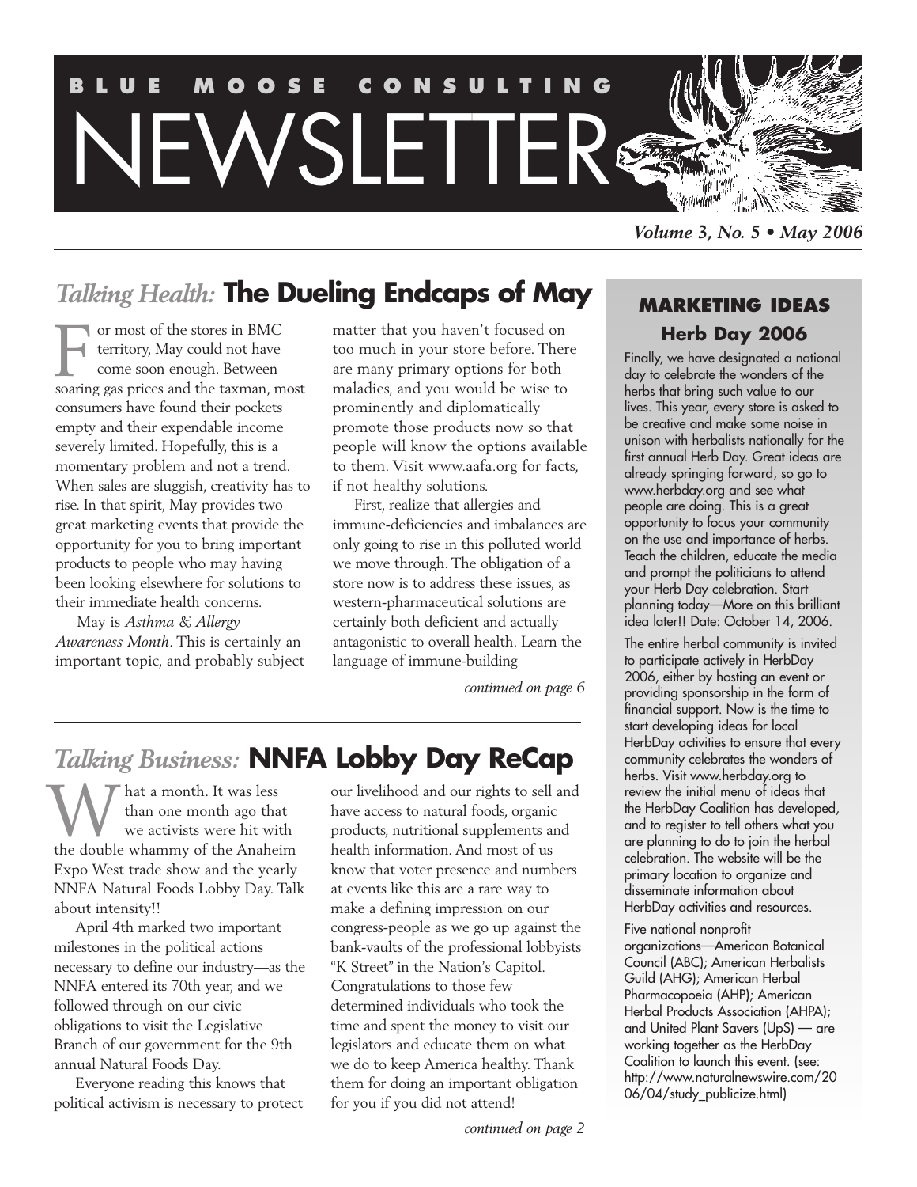# BLUE MOOSE CONSULTING NEWSLETTER

*Volume 3, No. 5 • May 2006*

## *Talking Health:* The Dueling Endcaps of May

For most of the stores in BMC territory, May could not have come soon enough. Between soaring gas prices and the taxman, most consumers have found their pockets empty and their expendable income severely limited. Hopefully, this is a momentary problem and not a trend. When sales are sluggish, creativity has to rise. In that spirit, May provides two great marketing events that provide the opportunity for you to bring important products to people who may having been looking elsewhere for solutions to their immediate health concerns.

May is *Asthma & Allergy Awareness Month*. This is certainly an important topic, and probably subject matter that you haven't focused on too much in your store before. There are many primary options for both maladies, and you would be wise to prominently and diplomatically promote those products now so that people will know the options available to them. Visit www.aafa.org for facts, if not healthy solutions.

First, realize that allergies and immune-deficiencies and imbalances are only going to rise in this polluted world we move through. The obligation of a store now is to address these issues, as western-pharmaceutical solutions are certainly both deficient and actually antagonistic to overall health. Learn the language of immune-building

*continued on page 6*

## *Talking Business:* NNFA Lobby Day ReCap

What a month. It was less than one month ago that we activists were hit with the double whammy of the Anaheim Expo West trade show and the yearly NNFA Natural Foods Lobby Day. Talk about intensity!!

April 4th marked two important milestones in the political actions necessary to define our industry—as the NNFA entered its 70th year, and we followed through on our civic obligations to visit the Legislative Branch of our government for the 9th annual Natural Foods Day.

Everyone reading this knows that political activism is necessary to protect our livelihood and our rights to sell and have access to natural foods, organic products, nutritional supplements and health information. And most of us know that voter presence and numbers at events like this are a rare way to make a defining impression on our congress-people as we go up against the bank-vaults of the professional lobbyists "K Street" in the Nation's Capitol. Congratulations to those few determined individuals who took the time and spent the money to visit our legislators and educate them on what we do to keep America healthy. Thank them for doing an important obligation for you if you did not attend!

*continued on page 2*

### MARKETING IDEAS

### Herb Day 2006

Finally, we have designated a national day to celebrate the wonders of the herbs that bring such value to our lives. This year, every store is asked to be creative and make some noise in unison with herbalists nationally for the first annual Herb Day. Great ideas are already springing forward, so go to www.herbday.org and see what people are doing. This is a great opportunity to focus your community on the use and importance of herbs. Teach the children, educate the media and prompt the politicians to attend your Herb Day celebration. Start planning today—More on this brilliant idea later!! Date: October 14, 2006.

The entire herbal community is invited to participate actively in HerbDay 2006, either by hosting an event or providing sponsorship in the form of financial support. Now is the time to start developing ideas for local HerbDay activities to ensure that every community celebrates the wonders of herbs. Visit www.herbday.org to review the initial menu of ideas that the HerbDay Coalition has developed, and to register to tell others what you are planning to do to join the herbal celebration. The website will be the primary location to organize and disseminate information about HerbDay activities and resources.

Five national nonprofit organizations—American Botanical Council (ABC); American Herbalists Guild (AHG); American Herbal Pharmacopoeia (AHP); American Herbal Products Association (AHPA); and United Plant Savers (UpS) — are working together as the HerbDay Coalition to launch this event. (see: http://www.naturalnewswire.com/2006/04/study_publicize.html)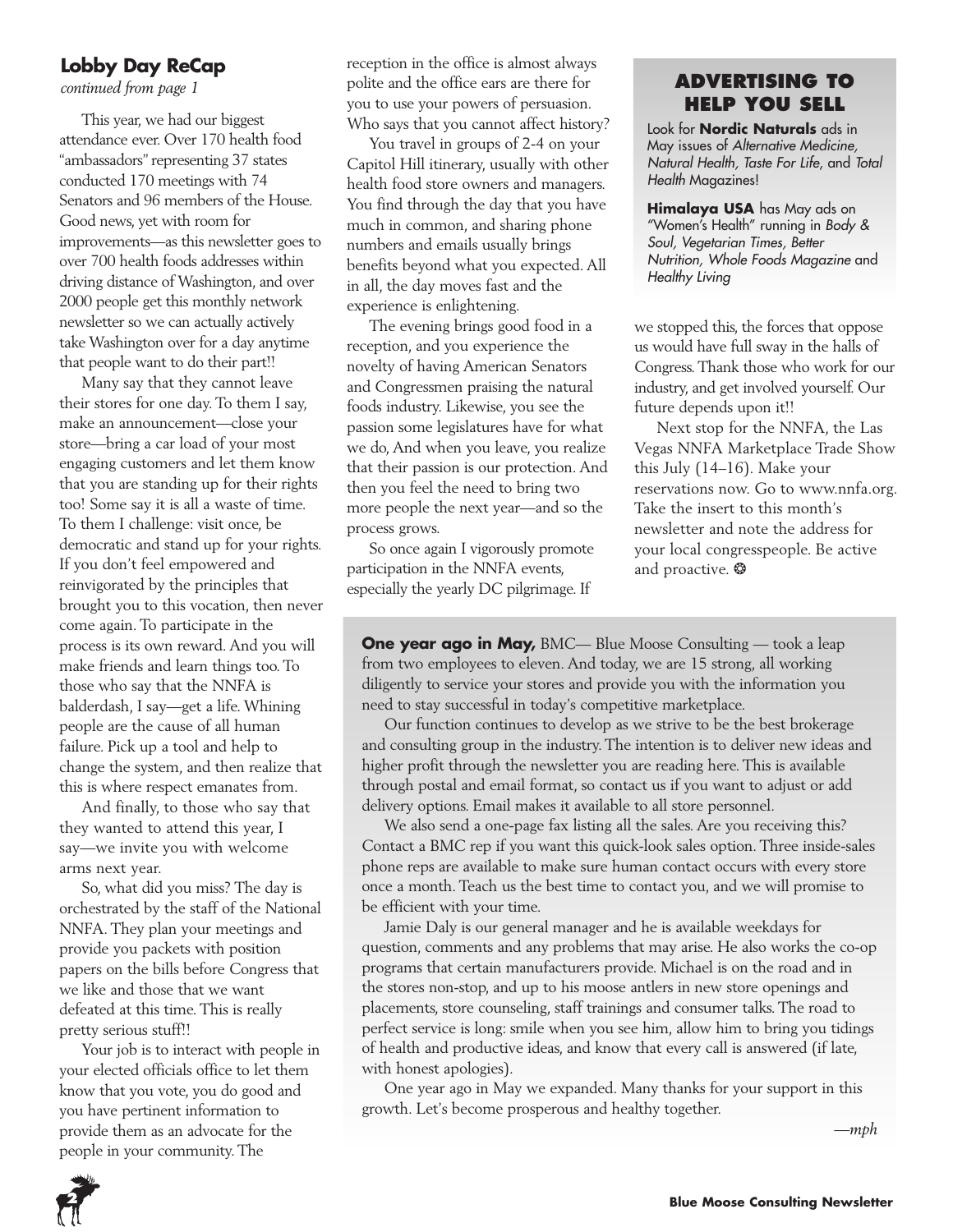## Lobby Day ReCap

*continued from page 1*

This year, we had our biggest attendance ever. Over 170 health food "ambassadors" representing 37 states conducted 170 meetings with 74 Senators and 96 members of the House. Good news, yet with room for improvements—as this newsletter goes to over 700 health foods addresses within driving distance of Washington, and over 2000 people get this monthly network newsletter so we can actually actively take Washington over for a day anytime that people want to do their part!!

Many say that they cannot leave their stores for one day. To them I say, make an announcement—close your store—bring a car load of your most engaging customers and let them know that you are standing up for their rights too! Some say it is all a waste of time. To them I challenge: visit once, be democratic and stand up for your rights. If you don't feel empowered and reinvigorated by the principles that brought you to this vocation, then never come again. To participate in the process is its own reward. And you will make friends and learn things too. To those who say that the NNFA is balderdash, I say—get a life. Whining people are the cause of all human failure. Pick up a tool and help to change the system, and then realize that this is where respect emanates from.

And finally, to those who say that they wanted to attend this year, I say—we invite you with welcome arms next year.

So, what did you miss? The day is orchestrated by the staff of the National NNFA. They plan your meetings and provide you packets with position papers on the bills before Congress that we like and those that we want defeated at this time. This is really pretty serious stuff!!

Your job is to interact with people in your elected officials office to let them know that you vote, you do good and you have pertinent information to provide them as an advocate for the people in your community. The reception in the office is almost always polite and the office ears are there for you to use your powers of persuasion. Who says that you cannot affect history?

You travel in groups of 2-4 on your Capitol Hill itinerary, usually with other health food store owners and managers. You find through the day that you have much in common, and sharing phone numbers and emails usually brings benefits beyond what you expected. All in all, the day moves fast and the experience is enlightening.

The evening brings good food in a reception, and you experience the novelty of having American Senators and Congressmen praising the natural foods industry. Likewise, you see the passion some legislatures have for what we do, And when you leave, you realize that their passion is our protection. And then you feel the need to bring two more people the next year—and so the process grows.

So once again I vigorously promote participation in the NNFA events, especially the yearly DC pilgrimage. If we stopped this, the forces that oppose us would have full sway in the halls of Congress. Thank those who work for our industry, and get involved yourself. Our future depends upon it!!

Next stop for the NNFA, the Las Vegas NNFA Marketplace Trade Show this July (14–16). Make your reservations now. Go to www.nnfa.org. Take the insert to this month's newsletter and note the address for your local congresspeople. Be active and proactive. ❂

## ADVERTISING TO HELP YOU SELL

Look for **Nordic Naturals** ads in May issues of *Alternative Medicine, Natural Health, Taste For Life,* and *Total Health* Magazines!

**Himalaya USA** has May ads on "Women's Health" running in *Body & Soul, Vegetarian Times, Better Nutrition, Whole Foods Magazine* and *Healthy Living*

---

**One year ago in May,** BMC— Blue Moose Consulting — took a leap from two employees to eleven. And today, we are 15 strong, all working diligently to service your stores and provide you with the information you need to stay successful in today's competitive marketplace.

Our function continues to develop as we strive to be the best brokerage and consulting group in the industry. The intention is to deliver new ideas and higher profit through the newsletter you are reading here. This is available through postal and email format, so contact us if you want to adjust or add delivery options. Email makes it available to all store personnel.

We also send a one-page fax listing all the sales. Are you receiving this? Contact a BMC rep if you want this quick-look sales option. Three inside-sales phone reps are available to make sure human contact occurs with every store once a month. Teach us the best time to contact you, and we will promise to be efficient with your time.

Jamie Daly is our general manager and he is available weekdays for question, comments and any problems that may arise. He also works the co-op programs that certain manufacturers provide. Michael is on the road and in the stores non-stop, and up to his moose antlers in new store openings and placements, store counseling, staff trainings and consumer talks. The road to perfect service is long: smile when you see him, allow him to bring you tidings of health and productive ideas, and know that every call is answered (if late, with honest apologies).

One year ago in May we expanded. Many thanks for your support in this growth. Let's become prosperous and healthy together.

*—mph*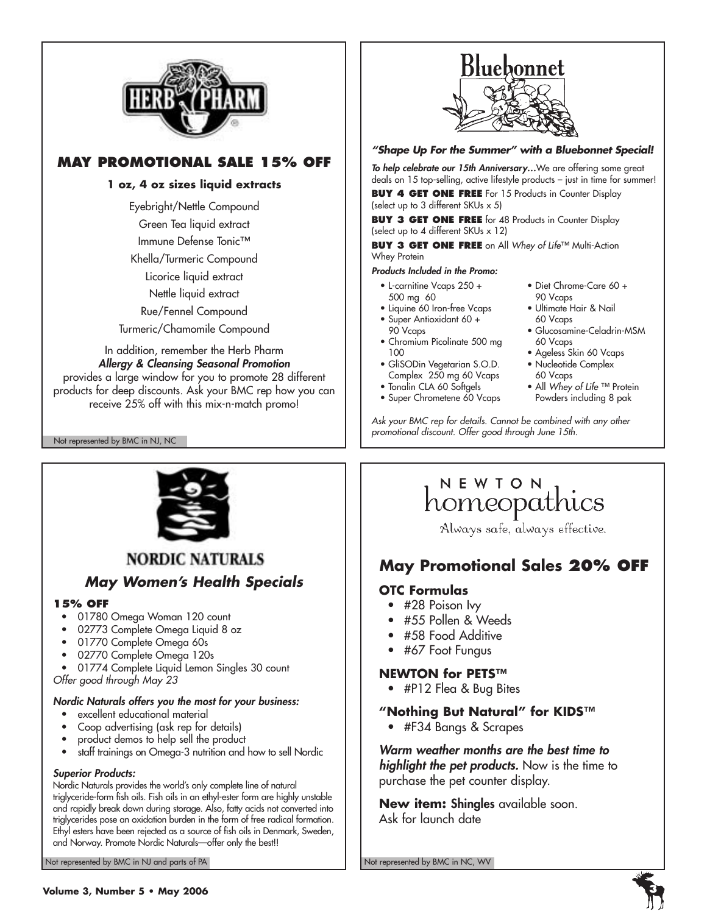# HERB PHARM

## MAY PROMOTIONAL SALE 15% OFF

**1 oz, 4 oz sizes liquid extracts**

Eyebright/Nettle Compound

Green Tea liquid extract

Immune Defense Tonic™

Khella/Turmeric Compound

Licorice liquid extract

Nettle liquid extract

Rue/Fennel Compound

Turmeric/Chamomile Compound

In addition, remember the Herb Pharm ***Allergy & Cleansing Seasonal Promotion*** provides a large window for you to promote 28 different products for deep discounts. Ask your BMC rep how you can receive 25% off with this mix-n-match promo!

Not represented by BMC in NJ, NC

# Bluebonnet

***"Shape Up For the Summer" with a Bluebonnet Special!***

***To help celebrate our 15th Anniversary…*** We are offering some great deals on 15 top-selling, active lifestyle products – just in time for summer!

**BUY 4 GET ONE FREE** For 15 Products in Counter Display (select up to 3 different SKUs x 5)

**BUY 3 GET ONE FREE** for 48 Products in Counter Display (select up to 4 different SKUs x 12)

**BUY 3 GET ONE FREE** on All *Whey of Life*™ Multi-Action Whey Protein

***Products Included in the Promo:***

- L-carnitine Vcaps 250 + 500 mg 60
- Liquine 60 Iron-free Vcaps
- Super Antioxidant 60 + 90 Vcaps
- Chromium Picolinate 500 mg 100
- GliSODin Vegetarian S.O.D. Complex 250 mg 60 Vcaps
- Tonalin CLA 60 Softgels
- Super Chrometene 60 Vcaps
- Diet Chrome-Care 60 + 90 Vcaps
- Ultimate Hair & Nail 60 Vcaps
- Glucosamine-Celadrin-MSM 60 Vcaps
- Ageless Skin 60 Vcaps
- Nucleotide Complex 60 Vcaps
- All *Whey of Life* ™ Protein Powders including 8 pak

*Ask your BMC rep for details. Cannot be combined with any other promotional discount. Offer good through June 15th.*

# NORDIC NATURALS

## *May Women's Health Specials*

**15% OFF**

- 01780 Omega Woman 120 count
- 02773 Complete Omega Liquid 8 oz
- 01770 Complete Omega 60s
- 02770 Complete Omega 120s
- 01774 Complete Liquid Lemon Singles 30 count

*Offer good through May 23*

***Nordic Naturals offers you the most for your business:***

- excellent educational material
- Coop advertising (ask rep for details)
- product demos to help sell the product
- staff trainings on Omega-3 nutrition and how to sell Nordic

***Superior Products:***

Nordic Naturals provides the world's only complete line of natural triglyceride-form fish oils. Fish oils in an ethyl-ester form are highly unstable and rapidly break down during storage. Also, fatty acids not converted into triglycerides pose an oxidation burden in the form of free radical formation. Ethyl esters have been rejected as a source of fish oils in Denmark, Sweden, and Norway. Promote Nordic Naturals—offer only the best!!

Not represented by BMC in NJ and parts of PA

# NEWTON homeopathics

Always safe, always effective.

## May Promotional Sales 20% OFF

### OTC Formulas

- #28 Poison Ivy
- #55 Pollen & Weeds
- #58 Food Additive
- #67 Foot Fungus

### NEWTON for PETS™

- #P12 Flea & Bug Bites

### "Nothing But Natural" for KIDS™

- #F34 Bangs & Scrapes

***Warm weather months are the best time to highlight the pet products.*** Now is the time to purchase the pet counter display.

**New item:** Shingles available soon. Ask for launch date

Not represented by BMC in NC, WV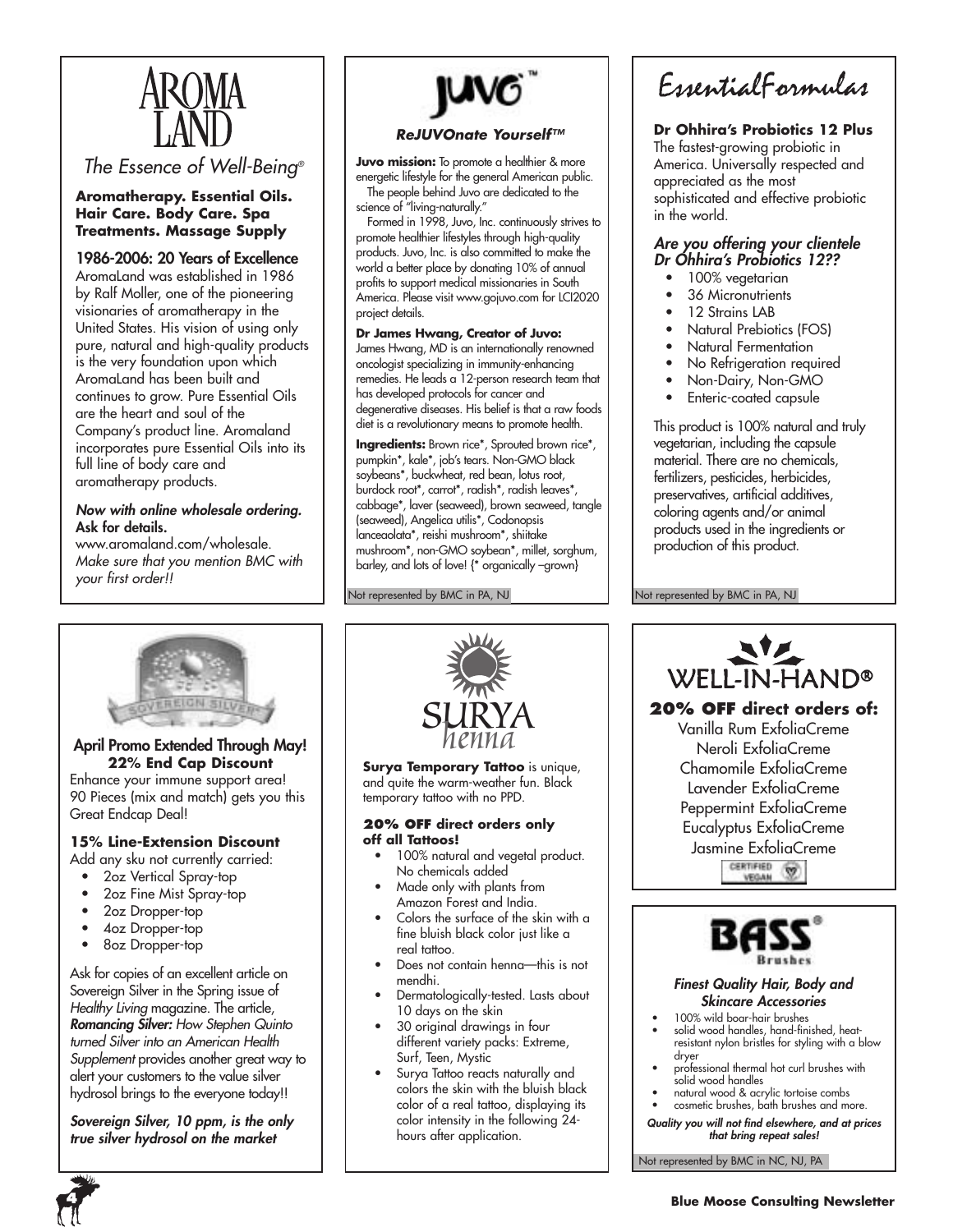# AROMA LAND

*The Essence of Well-Being®*

**Aromatherapy. Essential Oils. Hair Care. Body Care. Spa Treatments. Massage Supply**

**1986-2006: 20 Years of Excellence**

AromaLand was established in 1986 by Ralf Moller, one of the pioneering visionaries of aromatherapy in the United States. His vision of using only pure, natural and high-quality products is the very foundation upon which AromaLand has been built and continues to grow. Pure Essential Oils are the heart and soul of the Company's product line. Aromaland incorporates pure Essential Oils into its full line of body care and aromatherapy products.

***Now with online wholesale ordering.***
**Ask for details.**
www.aromaland.com/wholesale.
*Make sure that you mention BMC with your first order!!*

# JUVO™

***ReJUVOnate Yourself™***

**Juvo mission:** To promote a healthier & more energetic lifestyle for the general American public.

The people behind Juvo are dedicated to the science of "living-naturally."

Formed in 1998, Juvo, Inc. continuously strives to promote healthier lifestyles through high-quality products. Juvo, Inc. is also committed to make the world a better place by donating 10% of annual profits to support medical missionaries in South America. Please visit www.gojuvo.com for LCI2020 project details.

**Dr James Hwang, Creator of Juvo:**
James Hwang, MD is an internationally renowned oncologist specializing in immunity-enhancing remedies. He leads a 12-person research team that has developed protocols for cancer and degenerative diseases. His belief is that a raw foods diet is a revolutionary means to promote health.

**Ingredients:** Brown rice*, Sprouted brown rice*, pumpkin*, kale*, job's tears. Non-GMO black soybeans*, buckwheat, red bean, lotus root, burdock root*, carrot*, radish*, radish leaves*, cabbage*, laver (seaweed), brown seaweed, tangle (seaweed), Angelica utilis*, Codonopsis lanceaolata*, reishi mushroom*, shiitake mushroom*, non-GMO soybean*, millet, sorghum, barley, and lots of love! {* organically –grown}

Not represented by BMC in PA, NJ

# EssentialFormulas

**Dr Ohhira's Probiotics 12 Plus**

The fastest-growing probiotic in America. Universally respected and appreciated as the most sophisticated and effective probiotic in the world.

***Are you offering your clientele Dr Ohhira's Probiotics 12??***

- 100% vegetarian
- 36 Micronutrients
- 12 Strains LAB
- Natural Prebiotics (FOS)
- Natural Fermentation
- No Refrigeration required
- Non-Dairy, Non-GMO
- Enteric-coated capsule

This product is 100% natural and truly vegetarian, including the capsule material. There are no chemicals, fertilizers, pesticides, herbicides, preservatives, artificial additives, coloring agents and/or animal products used in the ingredients or production of this product.

Not represented by BMC in PA, NJ

# SOVEREIGN SILVER

**April Promo Extended Through May!**
**22% End Cap Discount**

Enhance your immune support area! 90 Pieces (mix and match) gets you this Great Endcap Deal!

**15% Line-Extension Discount**

Add any sku not currently carried:

- 2oz Vertical Spray-top
- 2oz Fine Mist Spray-top
- 2oz Dropper-top
- 4oz Dropper-top
- 8oz Dropper-top

Ask for copies of an excellent article on Sovereign Silver in the Spring issue of *Healthy Living* magazine. The article, ***Romancing Silver:*** *How Stephen Quinto turned Silver into an American Health Supplement* provides another great way to alert your customers to the value silver hydrosol brings to the everyone today!!

***Sovereign Silver, 10 ppm, is the only true silver hydrosol on the market***

# SURYA henna

**Surya Temporary Tattoo** is unique, and quite the warm-weather fun. Black temporary tattoo with no PPD.

**20% OFF direct orders only off all Tattoos!**

- 100% natural and vegetal product. No chemicals added
- Made only with plants from Amazon Forest and India.
- Colors the surface of the skin with a fine bluish black color just like a real tattoo.
- Does not contain henna—this is not mendhi.
- Dermatologically-tested. Lasts about 10 days on the skin
- 30 original drawings in four different variety packs: Extreme, Surf, Teen, Mystic
- Surya Tattoo reacts naturally and colors the skin with the bluish black color of a real tattoo, displaying its color intensity in the following 24-hours after application.

# WELL-IN-HAND®

**20% OFF direct orders of:**

Vanilla Rum ExfoliaCreme
Neroli ExfoliaCreme
Chamomile ExfoliaCreme
Lavender ExfoliaCreme
Peppermint ExfoliaCreme
Eucalyptus ExfoliaCreme
Jasmine ExfoliaCreme

CERTIFIED VEGAN

# BASS® Brushes

***Finest Quality Hair, Body and Skincare Accessories***

- 100% wild boar-hair brushes
- solid wood handles, hand-finished, heat-resistant nylon bristles for styling with a blow dryer
- professional thermal hot curl brushes with solid wood handles
- natural wood & acrylic tortoise combs
- cosmetic brushes, bath brushes and more.

***Quality you will not find elsewhere, and at prices that bring repeat sales!***

Not represented by BMC in NC, NJ, PA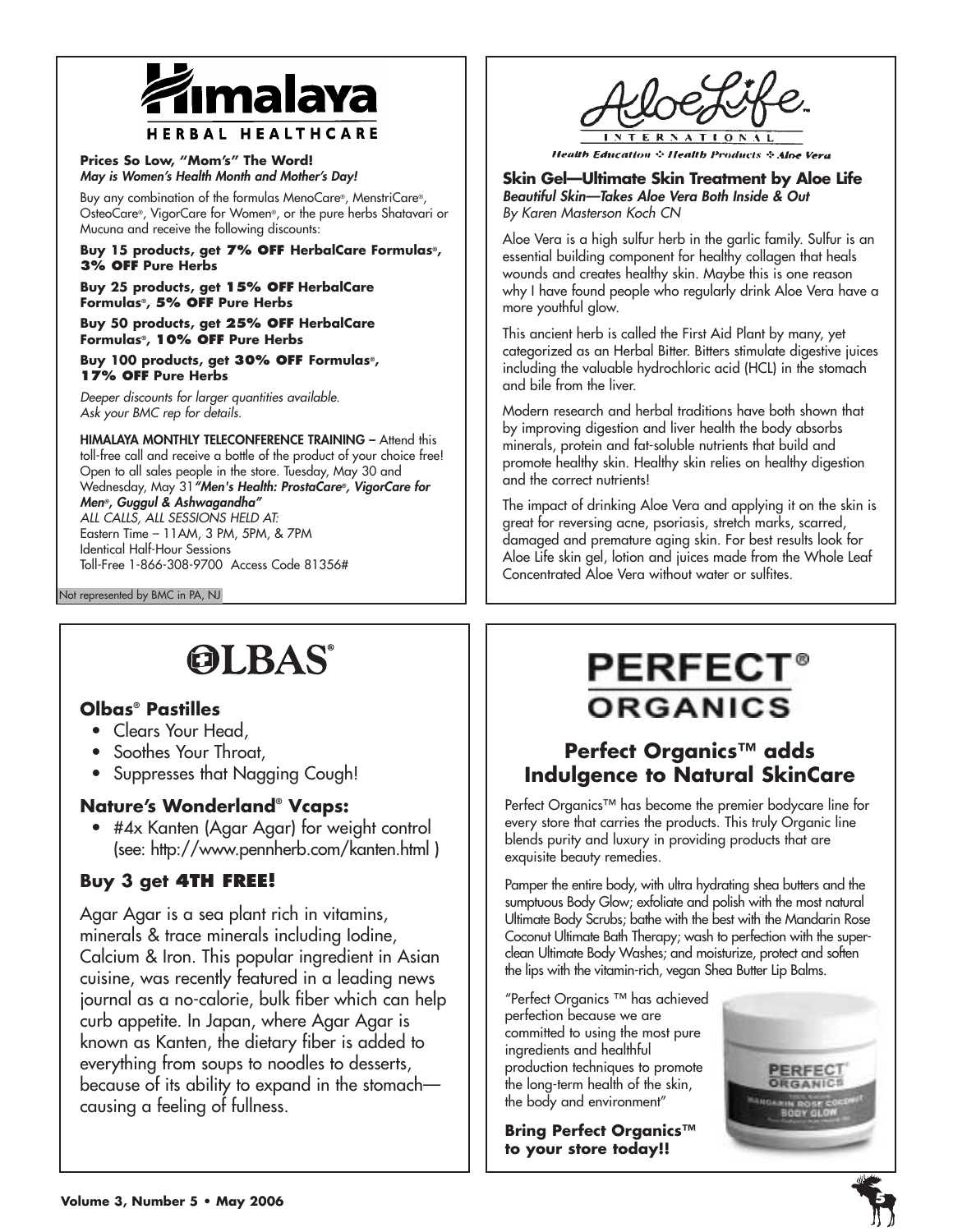# Himalaya HERBAL HEALTHCARE

**Prices So Low, "Mom's" The Word!**
***May is Women's Health Month and Mother's Day!***

Buy any combination of the formulas MenoCare®, MenstriCare®, OsteoCare®, VigorCare for Women®, or the pure herbs Shatavari or Mucuna and receive the following discounts:

**Buy 15 products, get 7% OFF HerbalCare Formulas®, 3% OFF Pure Herbs**

**Buy 25 products, get 15% OFF HerbalCare Formulas®, 5% OFF Pure Herbs**

**Buy 50 products, get 25% OFF HerbalCare Formulas®, 10% OFF Pure Herbs**

**Buy 100 products, get 30% OFF Formulas®, 17% OFF Pure Herbs**

*Deeper discounts for larger quantities available. Ask your BMC rep for details.*

**HIMALAYA MONTHLY TELECONFERENCE TRAINING –** Attend this toll-free call and receive a bottle of the product of your choice free! Open to all sales people in the store. Tuesday, May 30 and Wednesday, May 31 ***"Men's Health: ProstaCare®, VigorCare for Men®, Guggul & Ashwagandha"***
*ALL CALLS, ALL SESSIONS HELD AT:*
Eastern Time – 11AM, 3 PM, 5PM, & 7PM
Identical Half-Hour Sessions
Toll-Free 1-866-308-9700 Access Code 81356#

Not represented by BMC in PA, NJ

# AloeLife INTERNATIONAL

Health Education ❖ Health Products ❖ Aloe Vera

**Skin Gel—Ultimate Skin Treatment by Aloe Life**
***Beautiful Skin—Takes Aloe Vera Both Inside & Out***
*By Karen Masterson Koch CN*

Aloe Vera is a high sulfur herb in the garlic family. Sulfur is an essential building component for healthy collagen that heals wounds and creates healthy skin. Maybe this is one reason why I have found people who regularly drink Aloe Vera have a more youthful glow.

This ancient herb is called the First Aid Plant by many, yet categorized as an Herbal Bitter. Bitters stimulate digestive juices including the valuable hydrochloric acid (HCL) in the stomach and bile from the liver.

Modern research and herbal traditions have both shown that by improving digestion and liver health the body absorbs minerals, protein and fat-soluble nutrients that build and promote healthy skin. Healthy skin relies on healthy digestion and the correct nutrients!

The impact of drinking Aloe Vera and applying it on the skin is great for reversing acne, psoriasis, stretch marks, scarred, damaged and premature aging skin. For best results look for Aloe Life skin gel, lotion and juices made from the Whole Leaf Concentrated Aloe Vera without water or sulfites.

# OLBAS®

### Olbas® Pastilles

- Clears Your Head,
- Soothes Your Throat,
- Suppresses that Nagging Cough!

### Nature's Wonderland® Vcaps:

- #4x Kanten (Agar Agar) for weight control (see: http://www.pennherb.com/kanten.html )

### Buy 3 get 4TH FREE!

Agar Agar is a sea plant rich in vitamins, minerals & trace minerals including Iodine, Calcium & Iron. This popular ingredient in Asian cuisine, was recently featured in a leading news journal as a no-calorie, bulk fiber which can help curb appetite. In Japan, where Agar Agar is known as Kanten, the dietary fiber is added to everything from soups to noodles to desserts, because of its ability to expand in the stomach—causing a feeling of fullness.

# PERFECT® ORGANICS

## Perfect Organics™ adds Indulgence to Natural SkinCare

Perfect Organics™ has become the premier bodycare line for every store that carries the products. This truly Organic line blends purity and luxury in providing products that are exquisite beauty remedies.

Pamper the entire body, with ultra hydrating shea butters and the sumptuous Body Glow; exfoliate and polish with the most natural Ultimate Body Scrubs; bathe with the best with the Mandarin Rose Coconut Ultimate Bath Therapy; wash to perfection with the super-clean Ultimate Body Washes; and moisturize, protect and soften the lips with the vitamin-rich, vegan Shea Butter Lip Balms.

"Perfect Organics ™ has achieved perfection because we are committed to using the most pure ingredients and healthful production techniques to promote the long-term health of the skin, the body and environment"

**Bring Perfect Organics™ to your store today!!**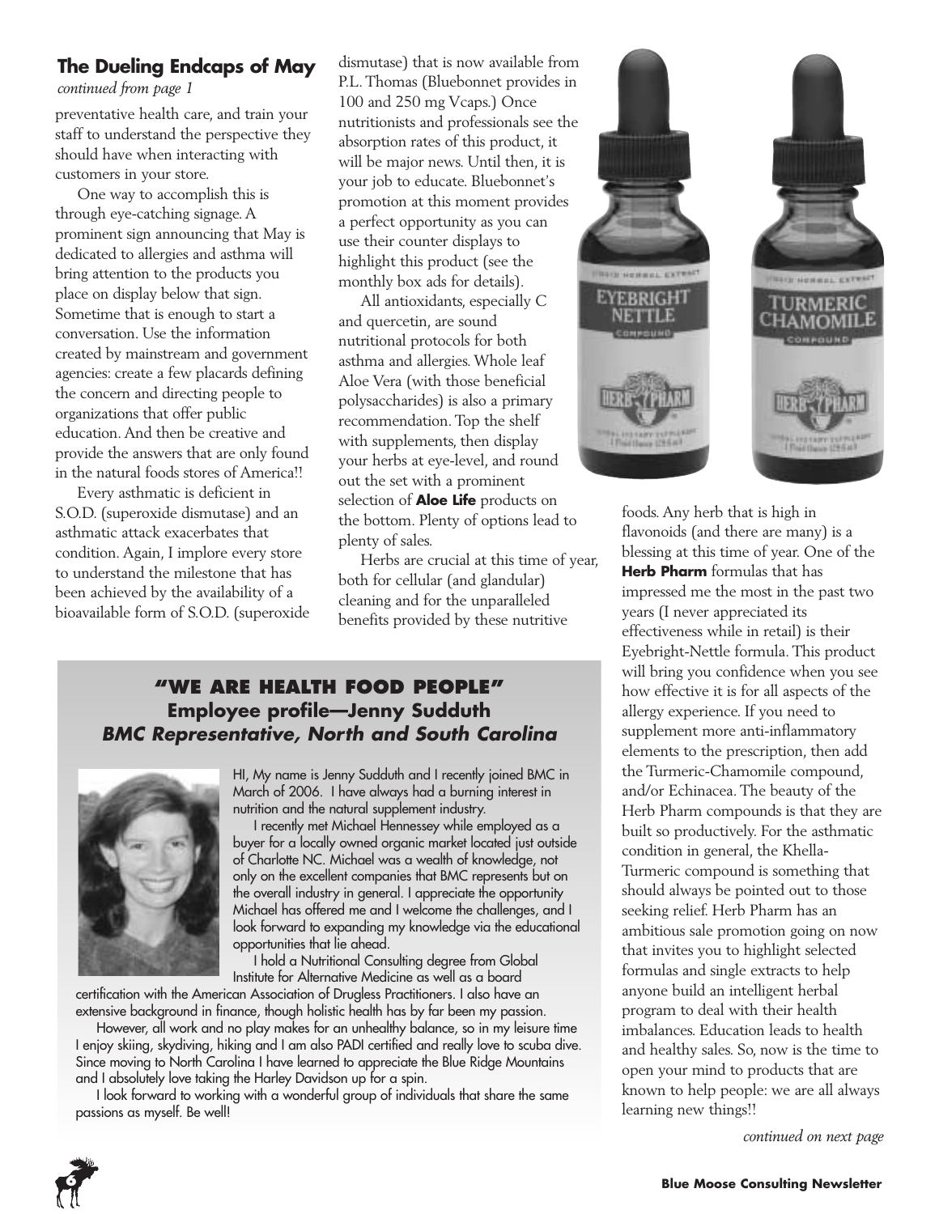## The Dueling Endcaps of May

*continued from page 1*

preventative health care, and train your staff to understand the perspective they should have when interacting with customers in your store.

One way to accomplish this is through eye-catching signage. A prominent sign announcing that May is dedicated to allergies and asthma will bring attention to the products you place on display below that sign. Sometime that is enough to start a conversation. Use the information created by mainstream and government agencies: create a few placards defining the concern and directing people to organizations that offer public education. And then be creative and provide the answers that are only found in the natural foods stores of America!!

Every asthmatic is deficient in S.O.D. (superoxide dismutase) and an asthmatic attack exacerbates that condition. Again, I implore every store to understand the milestone that has been achieved by the availability of a bioavailable form of S.O.D. (superoxide dismutase) that is now available from P.L. Thomas (Bluebonnet provides in 100 and 250 mg Vcaps.) Once nutritionists and professionals see the absorption rates of this product, it will be major news. Until then, it is your job to educate. Bluebonnet's promotion at this moment provides a perfect opportunity as you can use their counter displays to highlight this product (see the monthly box ads for details).

All antioxidants, especially C and quercetin, are sound nutritional protocols for both asthma and allergies. Whole leaf Aloe Vera (with those beneficial polysaccharides) is also a primary recommendation. Top the shelf with supplements, then display your herbs at eye-level, and round out the set with a prominent selection of **Aloe Life** products on the bottom. Plenty of options lead to plenty of sales.

Herbs are crucial at this time of year, both for cellular (and glandular) cleaning and for the unparalleled benefits provided by these nutritive foods. Any herb that is high in flavonoids (and there are many) is a blessing at this time of year. One of the **Herb Pharm** formulas that has impressed me the most in the past two years (I never appreciated its effectiveness while in retail) is their Eyebright-Nettle formula. This product will bring you confidence when you see how effective it is for all aspects of the allergy experience. If you need to supplement more anti-inflammatory elements to the prescription, then add the Turmeric-Chamomile compound, and/or Echinacea. The beauty of the Herb Pharm compounds is that they are built so productively. For the asthmatic condition in general, the Khella-Turmeric compound is something that should always be pointed out to those seeking relief. Herb Pharm has an ambitious sale promotion going on now that invites you to highlight selected formulas and single extracts to help anyone build an intelligent herbal program to deal with their health imbalances. Education leads to health and healthy sales. So, now is the time to open your mind to products that are known to help people: we are all always learning new things!!

*continued on next page*

### "WE ARE HEALTH FOOD PEOPLE"
### Employee profile—Jenny Sudduth
#### *BMC Representative, North and South Carolina*

HI, My name is Jenny Sudduth and I recently joined BMC in March of 2006. I have always had a burning interest in nutrition and the natural supplement industry.

I recently met Michael Hennessey while employed as a buyer for a locally owned organic market located just outside of Charlotte NC. Michael was a wealth of knowledge, not only on the excellent companies that BMC represents but on the overall industry in general. I appreciate the opportunity Michael has offered me and I welcome the challenges, and I look forward to expanding my knowledge via the educational opportunities that lie ahead.

I hold a Nutritional Consulting degree from Global Institute for Alternative Medicine as well as a board certification with the American Association of Drugless Practitioners. I also have an extensive background in finance, though holistic health has by far been my passion.

However, all work and no play makes for an unhealthy balance, so in my leisure time I enjoy skiing, skydiving, hiking and I am also PADI certified and really love to scuba dive. Since moving to North Carolina I have learned to appreciate the Blue Ridge Mountains and I absolutely love taking the Harley Davidson up for a spin.

I look forward to working with a wonderful group of individuals that share the same passions as myself. Be well!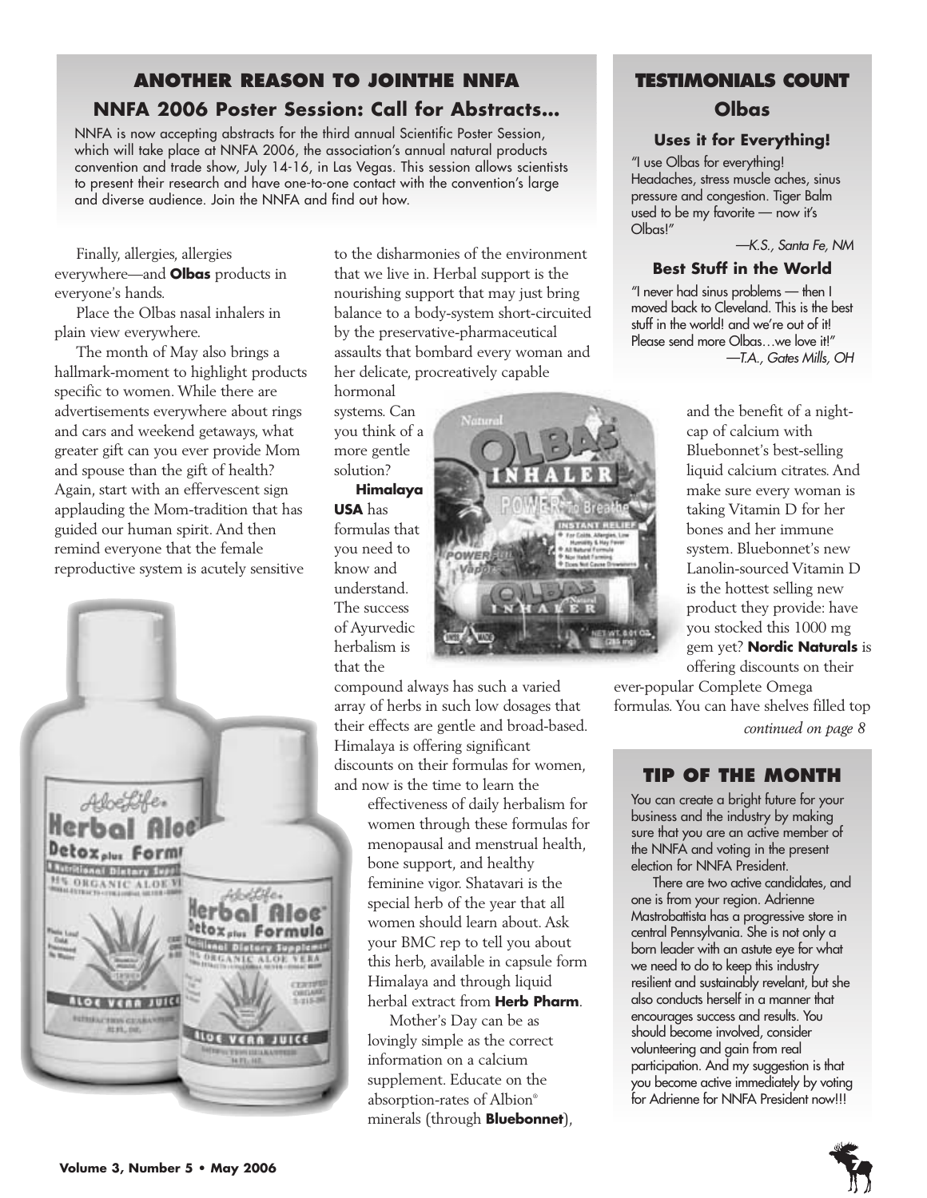## ANOTHER REASON TO JOINTHE NNFA

### NNFA 2006 Poster Session: Call for Abstracts...

NNFA is now accepting abstracts for the third annual Scientific Poster Session, which will take place at NNFA 2006, the association's annual natural products convention and trade show, July 14-16, in Las Vegas. This session allows scientists to present their research and have one-to-one contact with the convention's large and diverse audience. Join the NNFA and find out how.

Finally, allergies, allergies everywhere—and **Olbas** products in everyone's hands.

Place the Olbas nasal inhalers in plain view everywhere.

The month of May also brings a hallmark-moment to highlight products specific to women. While there are advertisements everywhere about rings and cars and weekend getaways, what greater gift can you ever provide Mom and spouse than the gift of health? Again, start with an effervescent sign applauding the Mom-tradition that has guided our human spirit. And then remind everyone that the female reproductive system is acutely sensitive to the disharmonies of the environment that we live in. Herbal support is the nourishing support that may just bring balance to a body-system short-circuited by the preservative-pharmaceutical assaults that bombard every woman and her delicate, procreatively capable hormonal systems. Can you think of a more gentle solution?

**Himalaya USA** has formulas that you need to know and understand. The success of Ayurvedic herbalism is that the compound always has such a varied array of herbs in such low dosages that their effects are gentle and broad-based. Himalaya is offering significant discounts on their formulas for women, and now is the time to learn the effectiveness of daily herbalism for women through these formulas for menopausal and menstrual health, bone support, and healthy feminine vigor. Shatavari is the special herb of the year that all women should learn about. Ask your BMC rep to tell you about this herb, available in capsule form Himalaya and through liquid herbal extract from **Herb Pharm**.

Mother's Day can be as lovingly simple as the correct information on a calcium supplement. Educate on the absorption-rates of Albion® minerals (through **Bluebonnet**), and the benefit of a night-cap of calcium with Bluebonnet's best-selling liquid calcium citrates. And make sure every woman is taking Vitamin D for her bones and her immune system. Bluebonnet's new Lanolin-sourced Vitamin D is the hottest selling new product they provide: have you stocked this 1000 mg gem yet? **Nordic Naturals** is offering discounts on their ever-popular Complete Omega formulas. You can have shelves filled top

*continued on page 8*

## TESTIMONIALS COUNT

### Olbas

#### Uses it for Everything!

"I use Olbas for everything! Headaches, stress muscle aches, sinus pressure and congestion. Tiger Balm used to be my favorite — now it's Olbas!"

*—K.S., Santa Fe, NM*

#### Best Stuff in the World

"I never had sinus problems — then I moved back to Cleveland. This is the best stuff in the world! and we're out of it! Please send more Olbas…we love it!"

*—T.A., Gates Mills, OH*

## TIP OF THE MONTH

You can create a bright future for your business and the industry by making sure that you are an active member of the NNFA and voting in the present election for NNFA President.

There are two active candidates, and one is from your region. Adrienne Mastrobattista has a progressive store in central Pennsylvania. She is not only a born leader with an astute eye for what we need to do to keep this industry resilient and sustainably revelant, but she also conducts herself in a manner that encourages success and results. You should become involved, consider volunteering and gain from real participation. And my suggestion is that you become active immediately by voting for Adrienne for NNFA President now!!!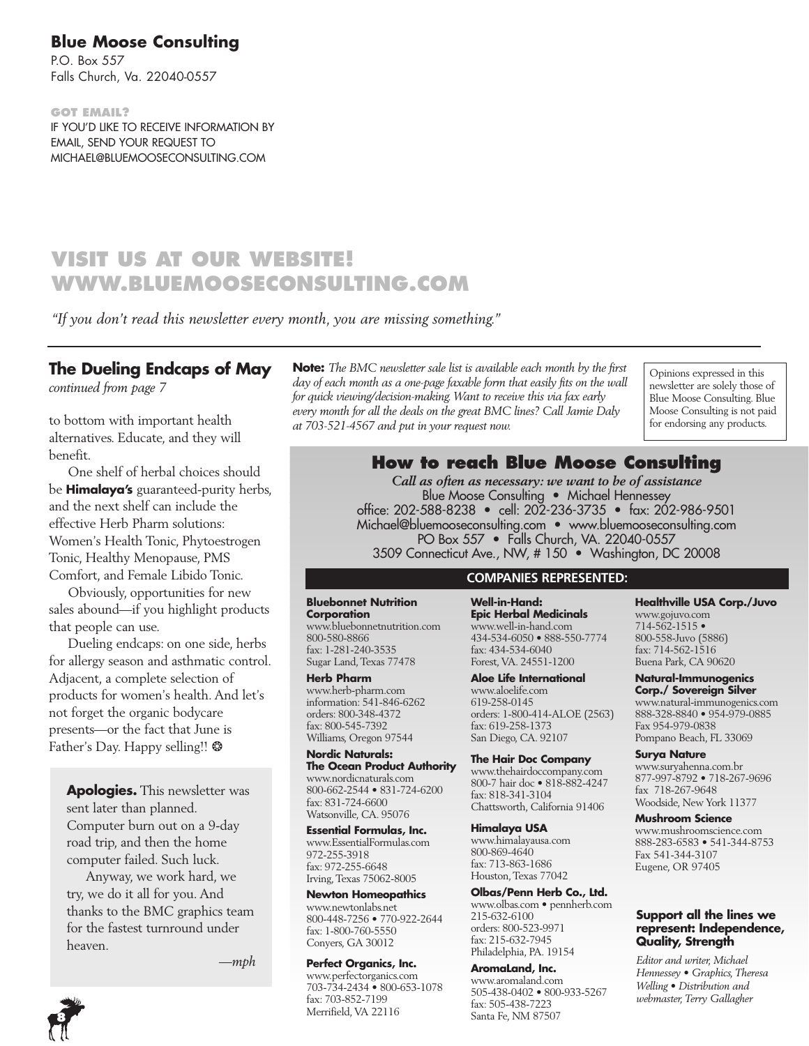## Blue Moose Consulting

P.O. Box 557
Falls Church, Va. 22040-0557

**GOT EMAIL?**
IF YOU'D LIKE TO RECEIVE INFORMATION BY EMAIL, SEND YOUR REQUEST TO MICHAEL@BLUEMOOSECONSULTING.COM

## VISIT US AT OUR WEBSITE! WWW.BLUEMOOSECONSULTING.COM

*"If you don't read this newsletter every month, you are missing something."*

### The Dueling Endcaps of May

*continued from page 7*

to bottom with important health alternatives. Educate, and they will benefit.

One shelf of herbal choices should be **Himalaya's** guaranteed-purity herbs, and the next shelf can include the effective Herb Pharm solutions: Women's Health Tonic, Phytoestrogen Tonic, Healthy Menopause, PMS Comfort, and Female Libido Tonic.

Obviously, opportunities for new sales abound—if you highlight products that people can use.

Dueling endcaps: on one side, herbs for allergy season and asthmatic control. Adjacent, a complete selection of products for women's health. And let's not forget the organic bodycare presents—or the fact that June is Father's Day. Happy selling!! ❂

**Apologies.** This newsletter was sent later than planned. Computer burn out on a 9-day road trip, and then the home computer failed. Such luck.

Anyway, we work hard, we try, we do it all for you. And thanks to the BMC graphics team for the fastest turnround under heaven.

—*mph*

**Note:** *The BMC newsletter sale list is available each month by the first day of each month as a one-page faxable form that easily fits on the wall for quick viewing/decision-making. Want to receive this via fax early every month for all the deals on the great BMC lines? Call Jamie Daly at 703-521-4567 and put in your request now.*

Opinions expressed in this newsletter are solely those of Blue Moose Consulting. Blue Moose Consulting is not paid for endorsing any products.

### How to reach Blue Moose Consulting

*Call as often as necessary: we want to be of assistance*
Blue Moose Consulting • Michael Hennessey
office: 202-588-8238 • cell: 202-236-3735 • fax: 202-986-9501
Michael@bluemooseconsulting.com • www.bluemooseconsulting.com
PO Box 557 • Falls Church, VA. 22040-0557
3509 Connecticut Ave., NW, # 150 • Washington, DC 20008

#### COMPANIES REPRESENTED:

**Bluebonnet Nutrition Corporation**
www.bluebonnetnutrition.com
800-580-8866
fax: 1-281-240-3535
Sugar Land, Texas 77478

**Herb Pharm**
www.herb-pharm.com
information: 541-846-6262
orders: 800-348-4372
fax: 800-545-7392
Williams, Oregon 97544

**Nordic Naturals: The Ocean Product Authority**
www.nordicnaturals.com
800-662-2544 • 831-724-6200
fax: 831-724-6600
Watsonville, CA. 95076

**Essential Formulas, Inc.**
www.EssentialFormulas.com
972-255-3918
fax: 972-255-6648
Irving, Texas 75062-8005

**Newton Homeopathics**
www.newtonlabs.net
800-448-7256 • 770-922-2644
fax: 1-800-760-5550
Conyers, GA 30012

**Perfect Organics, Inc.**
www.perfectorganics.com
703-734-2434 • 800-653-1078
fax: 703-852-7199
Merrifield, VA 22116

**Well-in-Hand: Epic Herbal Medicinals**
www.well-in-hand.com
434-534-6050 • 888-550-7774
fax: 434-534-6040
Forest, VA. 24551-1200

**Aloe Life International**
www.aloelife.com
619-258-0145
orders: 1-800-414-ALOE (2563)
fax: 619-258-1373
San Diego, CA. 92107

**The Hair Doc Company**
www.thehairdoccompany.com
800-7 hair doc • 818-882-4247
fax: 818-341-3104
Chattsworth, California 91406

**Himalaya USA**
www.himalayausa.com
800-869-4640
fax: 713-863-1686
Houston, Texas 77042

**Olbas/Penn Herb Co., Ltd.**
www.olbas.com • pennherb.com
215-632-6100
orders: 800-523-9971
fax: 215-632-7945
Philadelphia, PA. 19154

**AromaLand, Inc.**
www.aromaland.com
505-438-0402 • 800-933-5267
fax: 505-438-7223
Santa Fe, NM 87507

**Healthville USA Corp./Juvo**
www.gojuvo.com
714-562-1515 •
800-558-Juvo (5886)
fax: 714-562-1516
Buena Park, CA 90620

**Natural-Immunogenics Corp./ Sovereign Silver**
www.natural-immunogenics.com
888-328-8840 • 954-979-0885
Fax 954-979-0838
Pompano Beach, FL 33069

**Surya Nature**
www.suryahenna.com.br
877-997-8792 • 718-267-9696
fax 718-267-9648
Woodside, New York 11377

**Mushroom Science**
www.mushroomscience.com
888-283-6583 • 541-344-8753
Fax 541-344-3107
Eugene, OR 97405

**Support all the lines we represent: Independence, Quality, Strength**

*Editor and writer, Michael Hennessey • Graphics, Theresa Welling • Distribution and webmaster, Terry Gallagher*